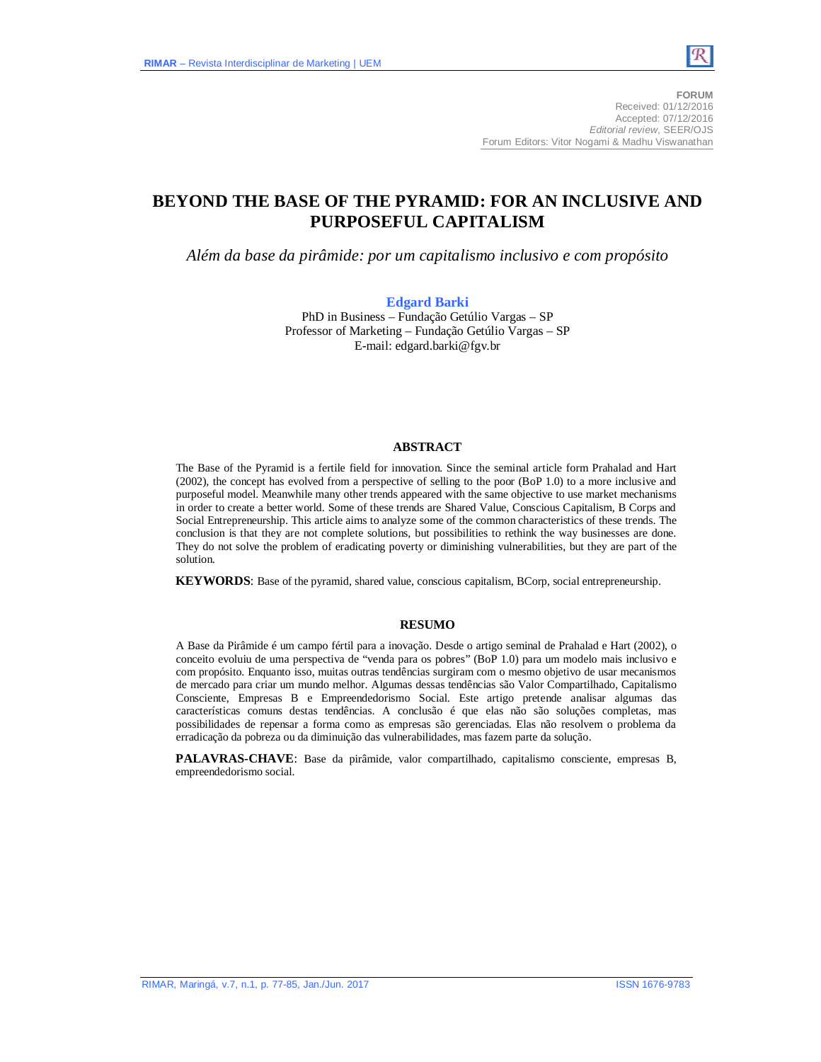FORUM
Received: 01/12/2016
Accepted: 07/12/2016
*Editorial review*, SEER/OJS
Forum Editors: Vitor Nogami & Madhu Viswanathan

# BEYOND THE BASE OF THE PYRAMID: FOR AN INCLUSIVE AND PURPOSEFUL CAPITALISM

*Além da base da pirâmide: por um capitalismo inclusivo e com propósito*

**Edgard Barki**
PhD in Business – Fundação Getúlio Vargas – SP
Professor of Marketing – Fundação Getúlio Vargas – SP
E-mail: edgard.barki@fgv.br

## ABSTRACT

The Base of the Pyramid is a fertile field for innovation. Since the seminal article form Prahalad and Hart (2002), the concept has evolved from a perspective of selling to the poor (BoP 1.0) to a more inclusive and purposeful model. Meanwhile many other trends appeared with the same objective to use market mechanisms in order to create a better world. Some of these trends are Shared Value, Conscious Capitalism, B Corps and Social Entrepreneurship. This article aims to analyze some of the common characteristics of these trends. The conclusion is that they are not complete solutions, but possibilities to rethink the way businesses are done. They do not solve the problem of eradicating poverty or diminishing vulnerabilities, but they are part of the solution.

**KEYWORDS**: Base of the pyramid, shared value, conscious capitalism, BCorp, social entrepreneurship.

## RESUMO

A Base da Pirâmide é um campo fértil para a inovação. Desde o artigo seminal de Prahalad e Hart (2002), o conceito evoluiu de uma perspectiva de "venda para os pobres" (BoP 1.0) para um modelo mais inclusivo e com propósito. Enquanto isso, muitas outras tendências surgiram com o mesmo objetivo de usar mecanismos de mercado para criar um mundo melhor. Algumas dessas tendências são Valor Compartilhado, Capitalismo Consciente, Empresas B e Empreendedorismo Social. Este artigo pretende analisar algumas das características comuns destas tendências. A conclusão é que elas não são soluções completas, mas possibilidades de repensar a forma como as empresas são gerenciadas. Elas não resolvem o problema da erradicação da pobreza ou da diminuição das vulnerabilidades, mas fazem parte da solução.

**PALAVRAS-CHAVE**: Base da pirâmide, valor compartilhado, capitalismo consciente, empresas B, empreendedorismo social.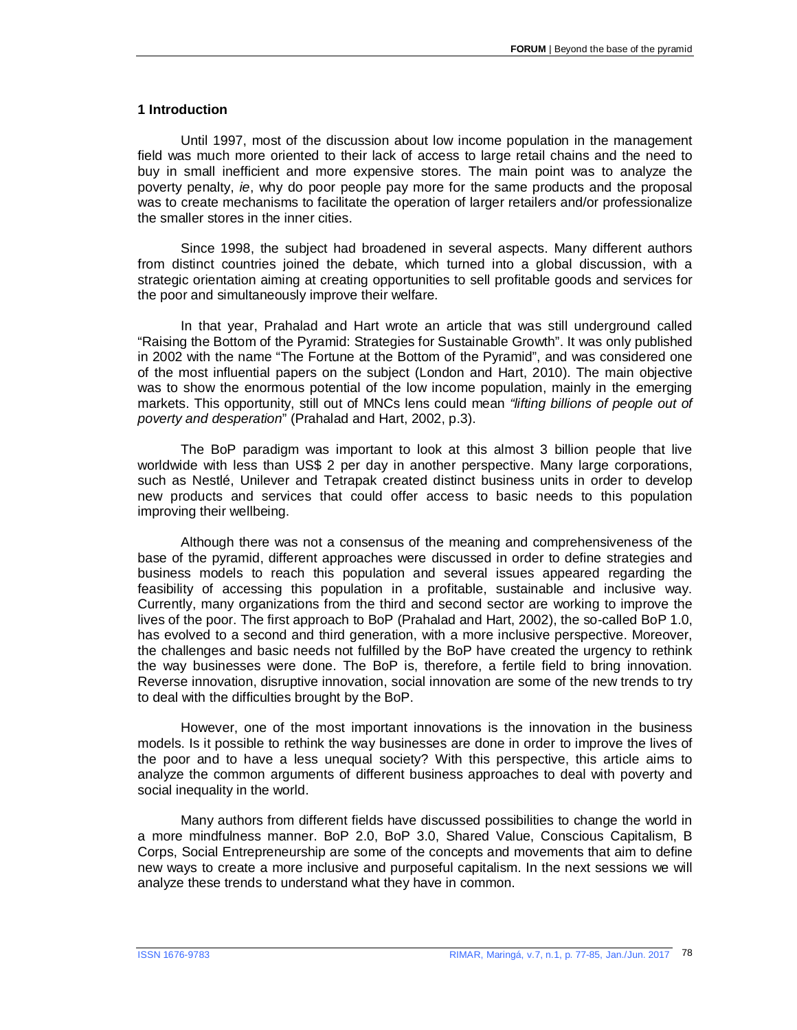## 1 Introduction

Until 1997, most of the discussion about low income population in the management field was much more oriented to their lack of access to large retail chains and the need to buy in small inefficient and more expensive stores. The main point was to analyze the poverty penalty, *ie*, why do poor people pay more for the same products and the proposal was to create mechanisms to facilitate the operation of larger retailers and/or professionalize the smaller stores in the inner cities.

Since 1998, the subject had broadened in several aspects. Many different authors from distinct countries joined the debate, which turned into a global discussion, with a strategic orientation aiming at creating opportunities to sell profitable goods and services for the poor and simultaneously improve their welfare.

In that year, Prahalad and Hart wrote an article that was still underground called "Raising the Bottom of the Pyramid: Strategies for Sustainable Growth". It was only published in 2002 with the name "The Fortune at the Bottom of the Pyramid", and was considered one of the most influential papers on the subject (London and Hart, 2010). The main objective was to show the enormous potential of the low income population, mainly in the emerging markets. This opportunity, still out of MNCs lens could mean *"lifting billions of people out of poverty and desperation*" (Prahalad and Hart, 2002, p.3).

The BoP paradigm was important to look at this almost 3 billion people that live worldwide with less than US$ 2 per day in another perspective. Many large corporations, such as Nestlé, Unilever and Tetrapak created distinct business units in order to develop new products and services that could offer access to basic needs to this population improving their wellbeing.

Although there was not a consensus of the meaning and comprehensiveness of the base of the pyramid, different approaches were discussed in order to define strategies and business models to reach this population and several issues appeared regarding the feasibility of accessing this population in a profitable, sustainable and inclusive way. Currently, many organizations from the third and second sector are working to improve the lives of the poor. The first approach to BoP (Prahalad and Hart, 2002), the so-called BoP 1.0, has evolved to a second and third generation, with a more inclusive perspective. Moreover, the challenges and basic needs not fulfilled by the BoP have created the urgency to rethink the way businesses were done. The BoP is, therefore, a fertile field to bring innovation. Reverse innovation, disruptive innovation, social innovation are some of the new trends to try to deal with the difficulties brought by the BoP.

However, one of the most important innovations is the innovation in the business models. Is it possible to rethink the way businesses are done in order to improve the lives of the poor and to have a less unequal society? With this perspective, this article aims to analyze the common arguments of different business approaches to deal with poverty and social inequality in the world.

Many authors from different fields have discussed possibilities to change the world in a more mindfulness manner. BoP 2.0, BoP 3.0, Shared Value, Conscious Capitalism, B Corps, Social Entrepreneurship are some of the concepts and movements that aim to define new ways to create a more inclusive and purposeful capitalism. In the next sessions we will analyze these trends to understand what they have in common.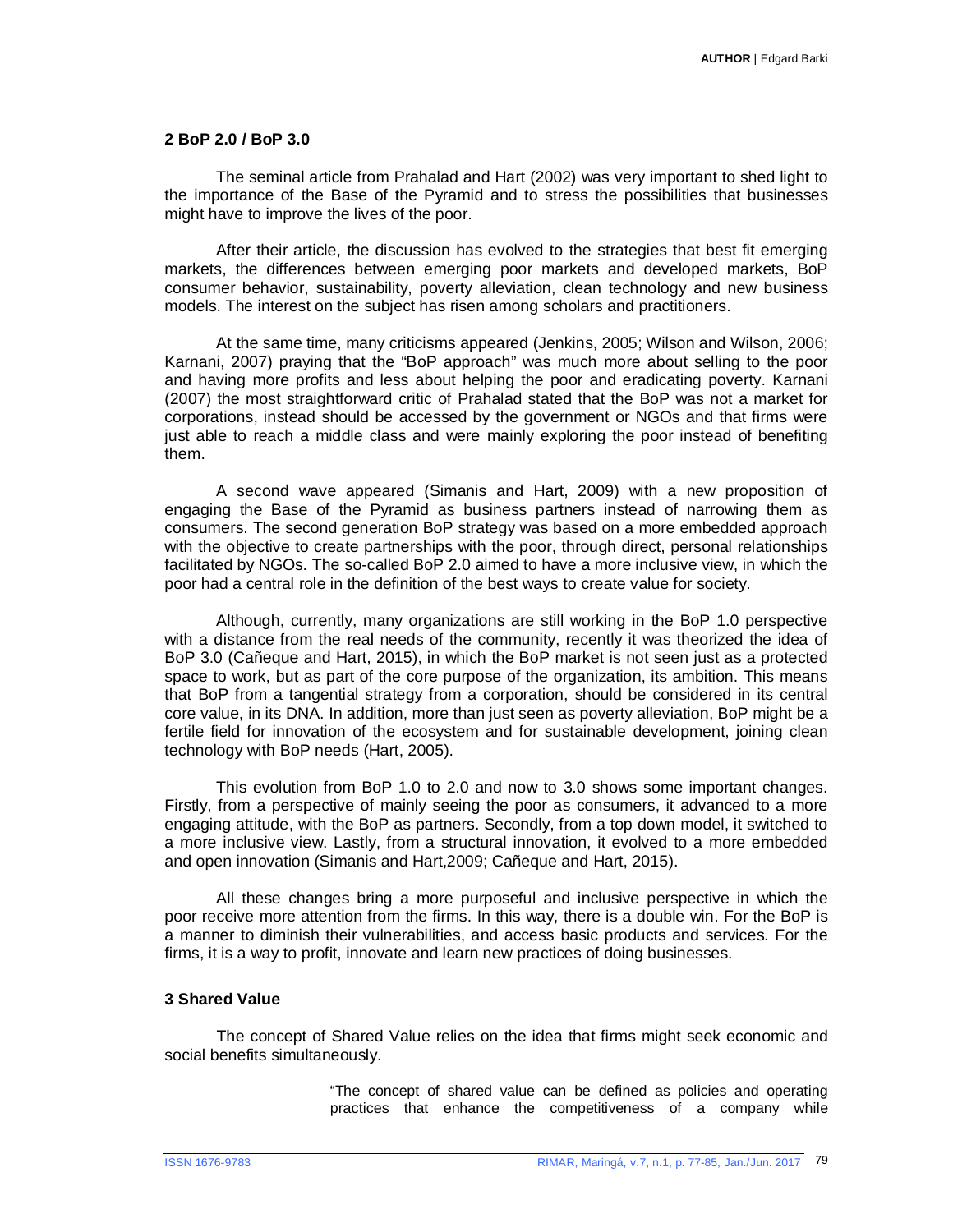## 2 BoP 2.0 / BoP 3.0

The seminal article from Prahalad and Hart (2002) was very important to shed light to the importance of the Base of the Pyramid and to stress the possibilities that businesses might have to improve the lives of the poor.

After their article, the discussion has evolved to the strategies that best fit emerging markets, the differences between emerging poor markets and developed markets, BoP consumer behavior, sustainability, poverty alleviation, clean technology and new business models. The interest on the subject has risen among scholars and practitioners.

At the same time, many criticisms appeared (Jenkins, 2005; Wilson and Wilson, 2006; Karnani, 2007) praying that the "BoP approach" was much more about selling to the poor and having more profits and less about helping the poor and eradicating poverty. Karnani (2007) the most straightforward critic of Prahalad stated that the BoP was not a market for corporations, instead should be accessed by the government or NGOs and that firms were just able to reach a middle class and were mainly exploring the poor instead of benefiting them.

A second wave appeared (Simanis and Hart, 2009) with a new proposition of engaging the Base of the Pyramid as business partners instead of narrowing them as consumers. The second generation BoP strategy was based on a more embedded approach with the objective to create partnerships with the poor, through direct, personal relationships facilitated by NGOs. The so-called BoP 2.0 aimed to have a more inclusive view, in which the poor had a central role in the definition of the best ways to create value for society.

Although, currently, many organizations are still working in the BoP 1.0 perspective with a distance from the real needs of the community, recently it was theorized the idea of BoP 3.0 (Cañeque and Hart, 2015), in which the BoP market is not seen just as a protected space to work, but as part of the core purpose of the organization, its ambition. This means that BoP from a tangential strategy from a corporation, should be considered in its central core value, in its DNA. In addition, more than just seen as poverty alleviation, BoP might be a fertile field for innovation of the ecosystem and for sustainable development, joining clean technology with BoP needs (Hart, 2005).

This evolution from BoP 1.0 to 2.0 and now to 3.0 shows some important changes. Firstly, from a perspective of mainly seeing the poor as consumers, it advanced to a more engaging attitude, with the BoP as partners. Secondly, from a top down model, it switched to a more inclusive view. Lastly, from a structural innovation, it evolved to a more embedded and open innovation (Simanis and Hart,2009; Cañeque and Hart, 2015).

All these changes bring a more purposeful and inclusive perspective in which the poor receive more attention from the firms. In this way, there is a double win. For the BoP is a manner to diminish their vulnerabilities, and access basic products and services. For the firms, it is a way to profit, innovate and learn new practices of doing businesses.

## 3 Shared Value

The concept of Shared Value relies on the idea that firms might seek economic and social benefits simultaneously.

> "The concept of shared value can be defined as policies and operating practices that enhance the competitiveness of a company while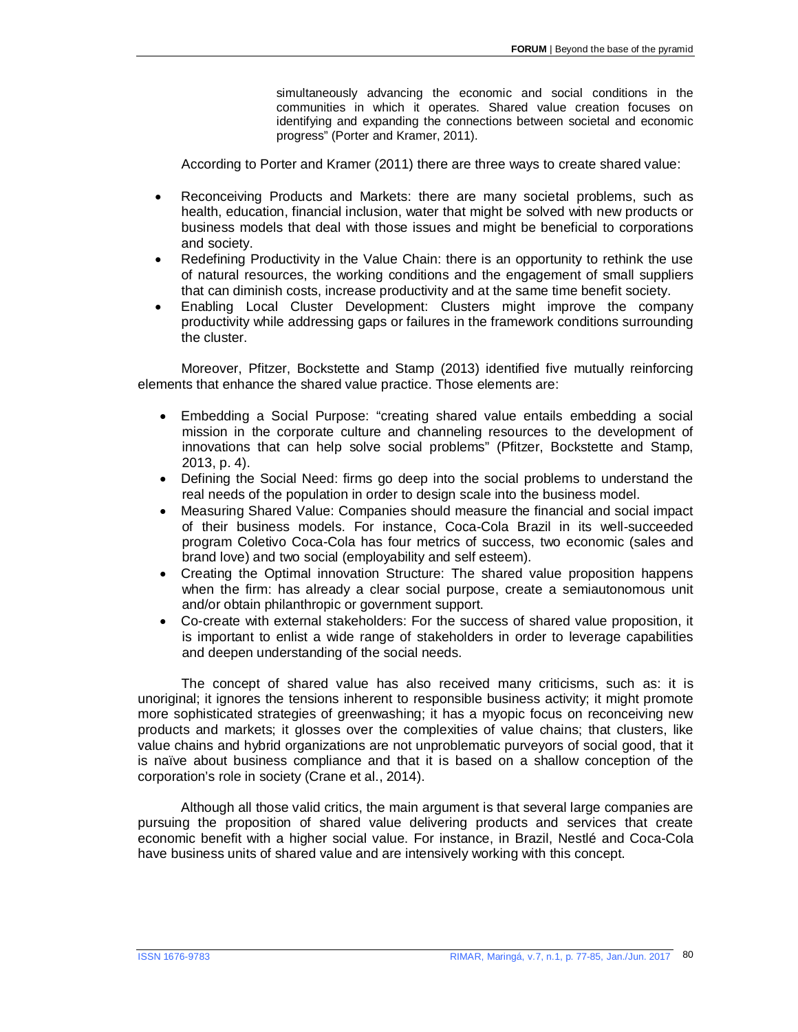> simultaneously advancing the economic and social conditions in the communities in which it operates. Shared value creation focuses on identifying and expanding the connections between societal and economic progress" (Porter and Kramer, 2011).

According to Porter and Kramer (2011) there are three ways to create shared value:

- Reconceiving Products and Markets: there are many societal problems, such as health, education, financial inclusion, water that might be solved with new products or business models that deal with those issues and might be beneficial to corporations and society.
- Redefining Productivity in the Value Chain: there is an opportunity to rethink the use of natural resources, the working conditions and the engagement of small suppliers that can diminish costs, increase productivity and at the same time benefit society.
- Enabling Local Cluster Development: Clusters might improve the company productivity while addressing gaps or failures in the framework conditions surrounding the cluster.

Moreover, Pfitzer, Bockstette and Stamp (2013) identified five mutually reinforcing elements that enhance the shared value practice. Those elements are:

- Embedding a Social Purpose: "creating shared value entails embedding a social mission in the corporate culture and channeling resources to the development of innovations that can help solve social problems" (Pfitzer, Bockstette and Stamp, 2013, p. 4).
- Defining the Social Need: firms go deep into the social problems to understand the real needs of the population in order to design scale into the business model.
- Measuring Shared Value: Companies should measure the financial and social impact of their business models. For instance, Coca-Cola Brazil in its well-succeeded program Coletivo Coca-Cola has four metrics of success, two economic (sales and brand love) and two social (employability and self esteem).
- Creating the Optimal innovation Structure: The shared value proposition happens when the firm: has already a clear social purpose, create a semiautonomous unit and/or obtain philanthropic or government support.
- Co-create with external stakeholders: For the success of shared value proposition, it is important to enlist a wide range of stakeholders in order to leverage capabilities and deepen understanding of the social needs.

The concept of shared value has also received many criticisms, such as: it is unoriginal; it ignores the tensions inherent to responsible business activity; it might promote more sophisticated strategies of greenwashing; it has a myopic focus on reconceiving new products and markets; it glosses over the complexities of value chains; that clusters, like value chains and hybrid organizations are not unproblematic purveyors of social good, that it is naïve about business compliance and that it is based on a shallow conception of the corporation's role in society (Crane et al., 2014).

Although all those valid critics, the main argument is that several large companies are pursuing the proposition of shared value delivering products and services that create economic benefit with a higher social value. For instance, in Brazil, Nestlé and Coca-Cola have business units of shared value and are intensively working with this concept.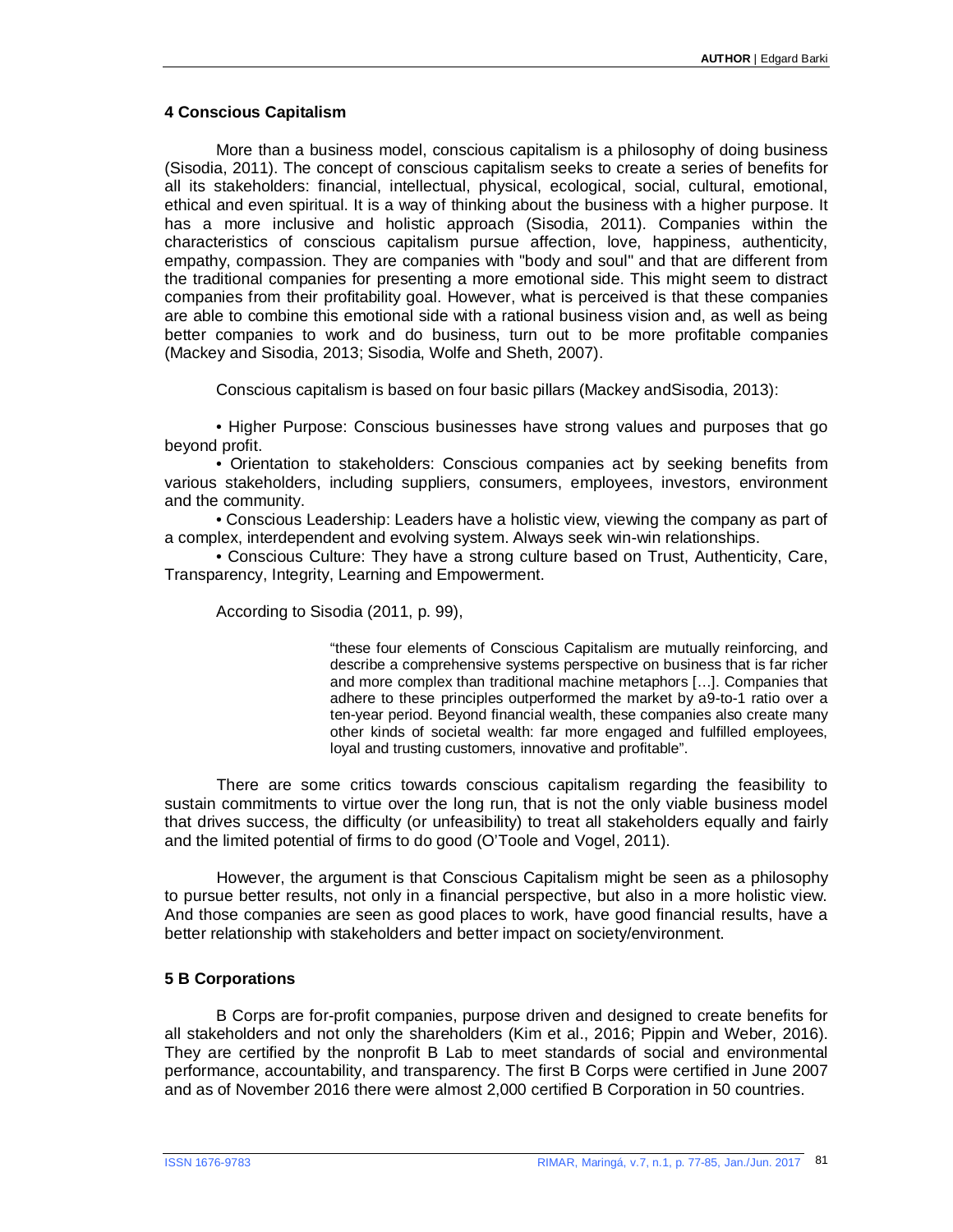## 4 Conscious Capitalism

More than a business model, conscious capitalism is a philosophy of doing business (Sisodia, 2011). The concept of conscious capitalism seeks to create a series of benefits for all its stakeholders: financial, intellectual, physical, ecological, social, cultural, emotional, ethical and even spiritual. It is a way of thinking about the business with a higher purpose. It has a more inclusive and holistic approach (Sisodia, 2011). Companies within the characteristics of conscious capitalism pursue affection, love, happiness, authenticity, empathy, compassion. They are companies with "body and soul" and that are different from the traditional companies for presenting a more emotional side. This might seem to distract companies from their profitability goal. However, what is perceived is that these companies are able to combine this emotional side with a rational business vision and, as well as being better companies to work and do business, turn out to be more profitable companies (Mackey and Sisodia, 2013; Sisodia, Wolfe and Sheth, 2007).

Conscious capitalism is based on four basic pillars (Mackey andSisodia, 2013):

- Higher Purpose: Conscious businesses have strong values and purposes that go beyond profit.
- Orientation to stakeholders: Conscious companies act by seeking benefits from various stakeholders, including suppliers, consumers, employees, investors, environment and the community.
- Conscious Leadership: Leaders have a holistic view, viewing the company as part of a complex, interdependent and evolving system. Always seek win-win relationships.
- Conscious Culture: They have a strong culture based on Trust, Authenticity, Care, Transparency, Integrity, Learning and Empowerment.

According to Sisodia (2011, p. 99),

> "these four elements of Conscious Capitalism are mutually reinforcing, and describe a comprehensive systems perspective on business that is far richer and more complex than traditional machine metaphors […]. Companies that adhere to these principles outperformed the market by a9-to-1 ratio over a ten-year period. Beyond financial wealth, these companies also create many other kinds of societal wealth: far more engaged and fulfilled employees, loyal and trusting customers, innovative and profitable".

There are some critics towards conscious capitalism regarding the feasibility to sustain commitments to virtue over the long run, that is not the only viable business model that drives success, the difficulty (or unfeasibility) to treat all stakeholders equally and fairly and the limited potential of firms to do good (O'Toole and Vogel, 2011).

However, the argument is that Conscious Capitalism might be seen as a philosophy to pursue better results, not only in a financial perspective, but also in a more holistic view. And those companies are seen as good places to work, have good financial results, have a better relationship with stakeholders and better impact on society/environment.

## 5 B Corporations

B Corps are for-profit companies, purpose driven and designed to create benefits for all stakeholders and not only the shareholders (Kim et al., 2016; Pippin and Weber, 2016). They are certified by the nonprofit B Lab to meet standards of social and environmental performance, accountability, and transparency. The first B Corps were certified in June 2007 and as of November 2016 there were almost 2,000 certified B Corporation in 50 countries.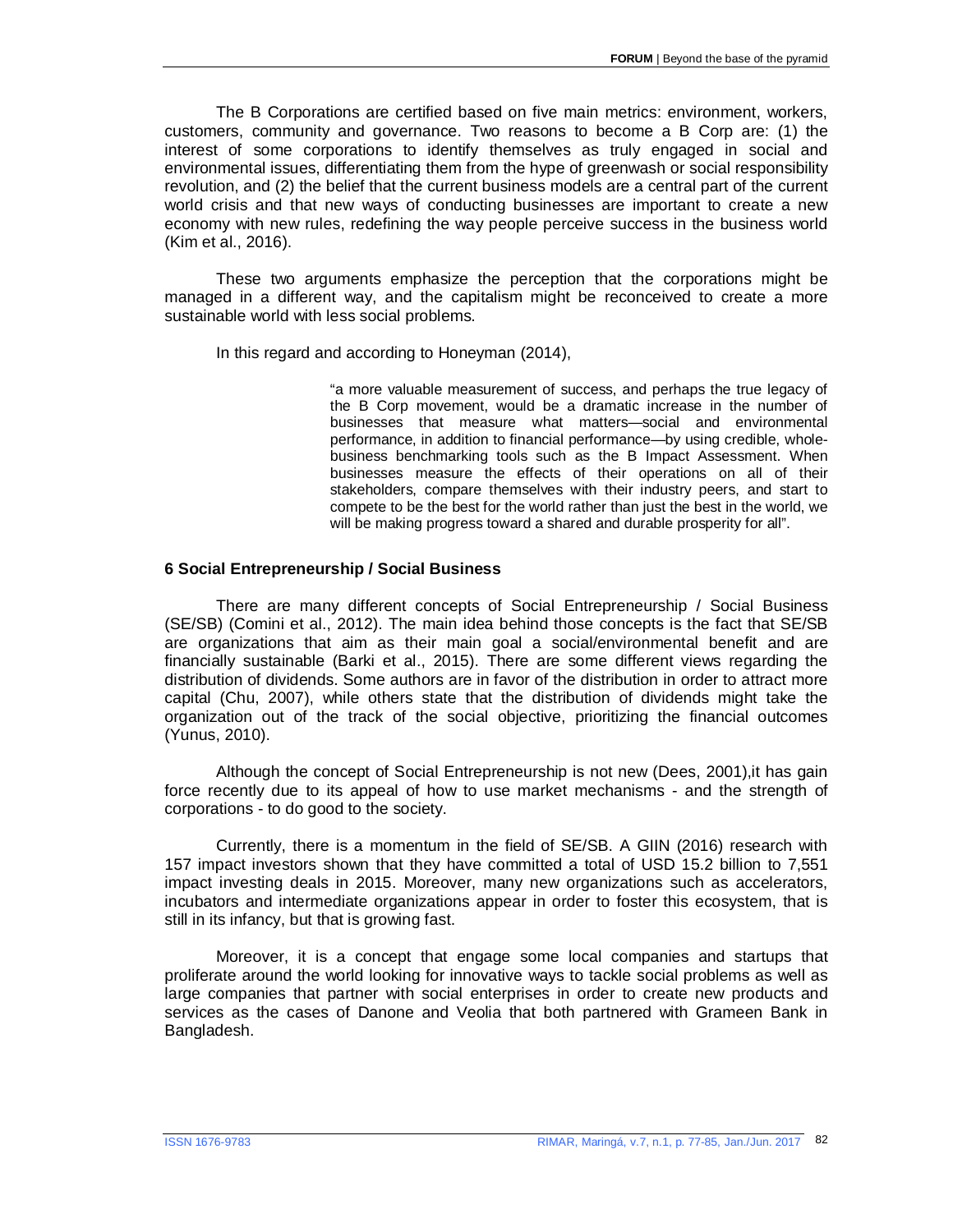The B Corporations are certified based on five main metrics: environment, workers, customers, community and governance. Two reasons to become a B Corp are: (1) the interest of some corporations to identify themselves as truly engaged in social and environmental issues, differentiating them from the hype of greenwash or social responsibility revolution, and (2) the belief that the current business models are a central part of the current world crisis and that new ways of conducting businesses are important to create a new economy with new rules, redefining the way people perceive success in the business world (Kim et al., 2016).

These two arguments emphasize the perception that the corporations might be managed in a different way, and the capitalism might be reconceived to create a more sustainable world with less social problems.

In this regard and according to Honeyman (2014),

> "a more valuable measurement of success, and perhaps the true legacy of the B Corp movement, would be a dramatic increase in the number of businesses that measure what matters—social and environmental performance, in addition to financial performance—by using credible, whole-business benchmarking tools such as the B Impact Assessment. When businesses measure the effects of their operations on all of their stakeholders, compare themselves with their industry peers, and start to compete to be the best for the world rather than just the best in the world, we will be making progress toward a shared and durable prosperity for all".

## 6 Social Entrepreneurship / Social Business

There are many different concepts of Social Entrepreneurship / Social Business (SE/SB) (Comini et al., 2012). The main idea behind those concepts is the fact that SE/SB are organizations that aim as their main goal a social/environmental benefit and are financially sustainable (Barki et al., 2015). There are some different views regarding the distribution of dividends. Some authors are in favor of the distribution in order to attract more capital (Chu, 2007), while others state that the distribution of dividends might take the organization out of the track of the social objective, prioritizing the financial outcomes (Yunus, 2010).

Although the concept of Social Entrepreneurship is not new (Dees, 2001),it has gain force recently due to its appeal of how to use market mechanisms - and the strength of corporations - to do good to the society.

Currently, there is a momentum in the field of SE/SB. A GIIN (2016) research with 157 impact investors shown that they have committed a total of USD 15.2 billion to 7,551 impact investing deals in 2015. Moreover, many new organizations such as accelerators, incubators and intermediate organizations appear in order to foster this ecosystem, that is still in its infancy, but that is growing fast.

Moreover, it is a concept that engage some local companies and startups that proliferate around the world looking for innovative ways to tackle social problems as well as large companies that partner with social enterprises in order to create new products and services as the cases of Danone and Veolia that both partnered with Grameen Bank in Bangladesh.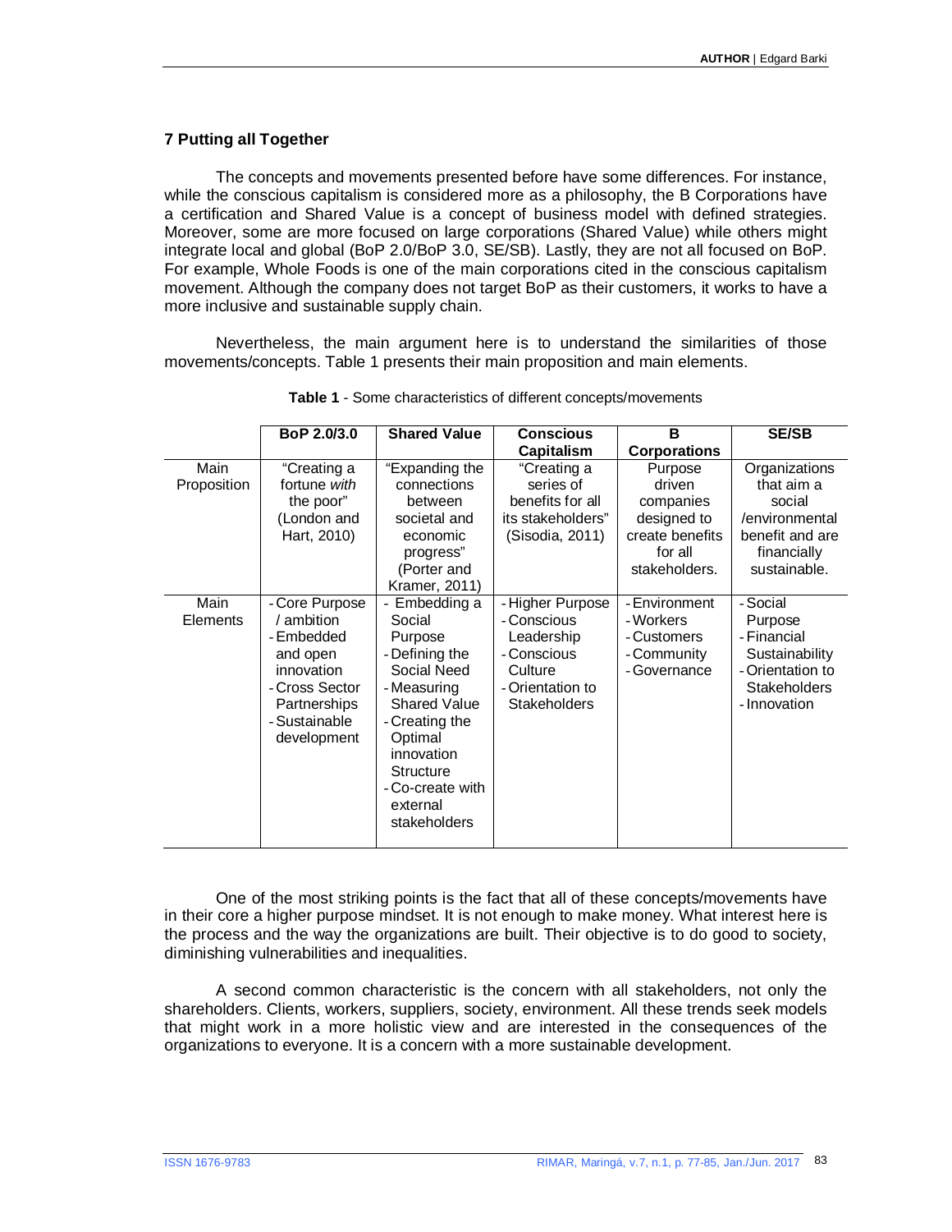## 7 Putting all Together

The concepts and movements presented before have some differences. For instance, while the conscious capitalism is considered more as a philosophy, the B Corporations have a certification and Shared Value is a concept of business model with defined strategies. Moreover, some are more focused on large corporations (Shared Value) while others might integrate local and global (BoP 2.0/BoP 3.0, SE/SB). Lastly, they are not all focused on BoP. For example, Whole Foods is one of the main corporations cited in the conscious capitalism movement. Although the company does not target BoP as their customers, it works to have a more inclusive and sustainable supply chain.

Nevertheless, the main argument here is to understand the similarities of those movements/concepts. Table 1 presents their main proposition and main elements.

**Table 1** - Some characteristics of different concepts/movements

| | BoP 2.0/3.0 | Shared Value | Conscious Capitalism | B Corporations | SE/SB |
|---|---|---|---|---|---|
| Main Proposition | "Creating a fortune *with* the poor" (London and Hart, 2010) | "Expanding the connections between societal and economic progress" (Porter and Kramer, 2011) | "Creating a series of benefits for all its stakeholders" (Sisodia, 2011) | Purpose driven companies designed to create benefits for all stakeholders. | Organizations that aim a social /environmental benefit and are financially sustainable. |
| Main Elements | - Core Purpose / ambition<br>- Embedded and open innovation<br>- Cross Sector Partnerships<br>- Sustainable development | - Embedding a Social Purpose<br>- Defining the Social Need<br>- Measuring Shared Value<br>- Creating the Optimal innovation Structure<br>- Co-create with external stakeholders | - Higher Purpose<br>- Conscious Leadership<br>- Conscious Culture<br>- Orientation to Stakeholders | - Environment<br>- Workers<br>- Customers<br>- Community<br>- Governance | - Social Purpose<br>- Financial Sustainability<br>- Orientation to Stakeholders<br>- Innovation |

One of the most striking points is the fact that all of these concepts/movements have in their core a higher purpose mindset. It is not enough to make money. What interest here is the process and the way the organizations are built. Their objective is to do good to society, diminishing vulnerabilities and inequalities.

A second common characteristic is the concern with all stakeholders, not only the shareholders. Clients, workers, suppliers, society, environment. All these trends seek models that might work in a more holistic view and are interested in the consequences of the organizations to everyone. It is a concern with a more sustainable development.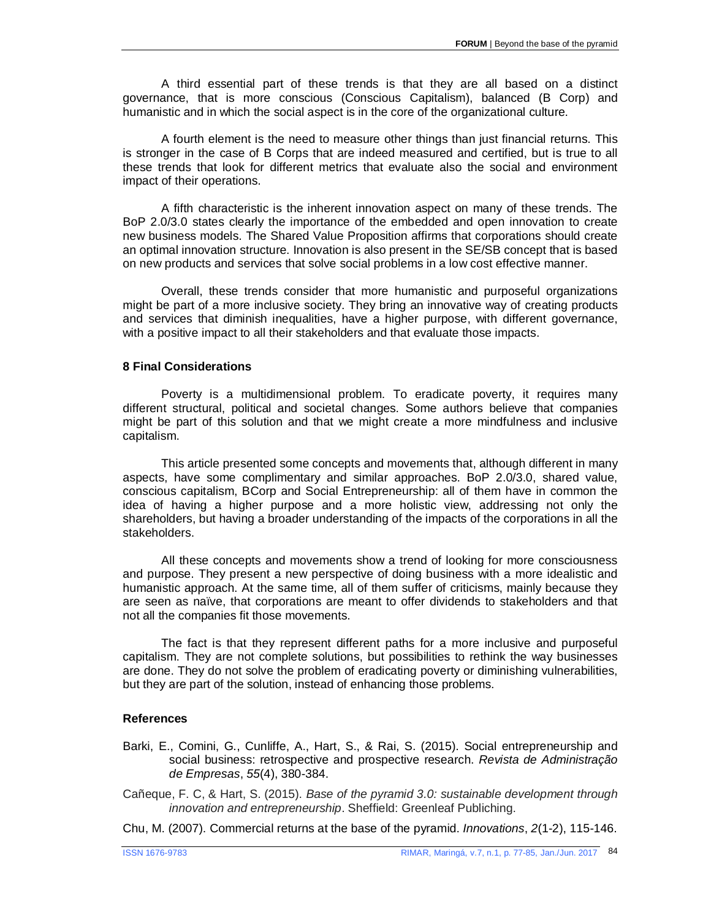A third essential part of these trends is that they are all based on a distinct governance, that is more conscious (Conscious Capitalism), balanced (B Corp) and humanistic and in which the social aspect is in the core of the organizational culture.

A fourth element is the need to measure other things than just financial returns. This is stronger in the case of B Corps that are indeed measured and certified, but is true to all these trends that look for different metrics that evaluate also the social and environment impact of their operations.

A fifth characteristic is the inherent innovation aspect on many of these trends. The BoP 2.0/3.0 states clearly the importance of the embedded and open innovation to create new business models. The Shared Value Proposition affirms that corporations should create an optimal innovation structure. Innovation is also present in the SE/SB concept that is based on new products and services that solve social problems in a low cost effective manner.

Overall, these trends consider that more humanistic and purposeful organizations might be part of a more inclusive society. They bring an innovative way of creating products and services that diminish inequalities, have a higher purpose, with different governance, with a positive impact to all their stakeholders and that evaluate those impacts.

## 8 Final Considerations

Poverty is a multidimensional problem. To eradicate poverty, it requires many different structural, political and societal changes. Some authors believe that companies might be part of this solution and that we might create a more mindfulness and inclusive capitalism.

This article presented some concepts and movements that, although different in many aspects, have some complimentary and similar approaches. BoP 2.0/3.0, shared value, conscious capitalism, BCorp and Social Entrepreneurship: all of them have in common the idea of having a higher purpose and a more holistic view, addressing not only the shareholders, but having a broader understanding of the impacts of the corporations in all the stakeholders.

All these concepts and movements show a trend of looking for more consciousness and purpose. They present a new perspective of doing business with a more idealistic and humanistic approach. At the same time, all of them suffer of criticisms, mainly because they are seen as naïve, that corporations are meant to offer dividends to stakeholders and that not all the companies fit those movements.

The fact is that they represent different paths for a more inclusive and purposeful capitalism. They are not complete solutions, but possibilities to rethink the way businesses are done. They do not solve the problem of eradicating poverty or diminishing vulnerabilities, but they are part of the solution, instead of enhancing those problems.

## References

Barki, E., Comini, G., Cunliffe, A., Hart, S., & Rai, S. (2015). Social entrepreneurship and social business: retrospective and prospective research. *Revista de Administração de Empresas*, *55*(4), 380-384.

Cañeque, F. C, & Hart, S. (2015). *Base of the pyramid 3.0: sustainable development through innovation and entrepreneurship*. Sheffield: Greenleaf Publiching.

Chu, M. (2007). Commercial returns at the base of the pyramid. *Innovations*, *2*(1-2), 115-146.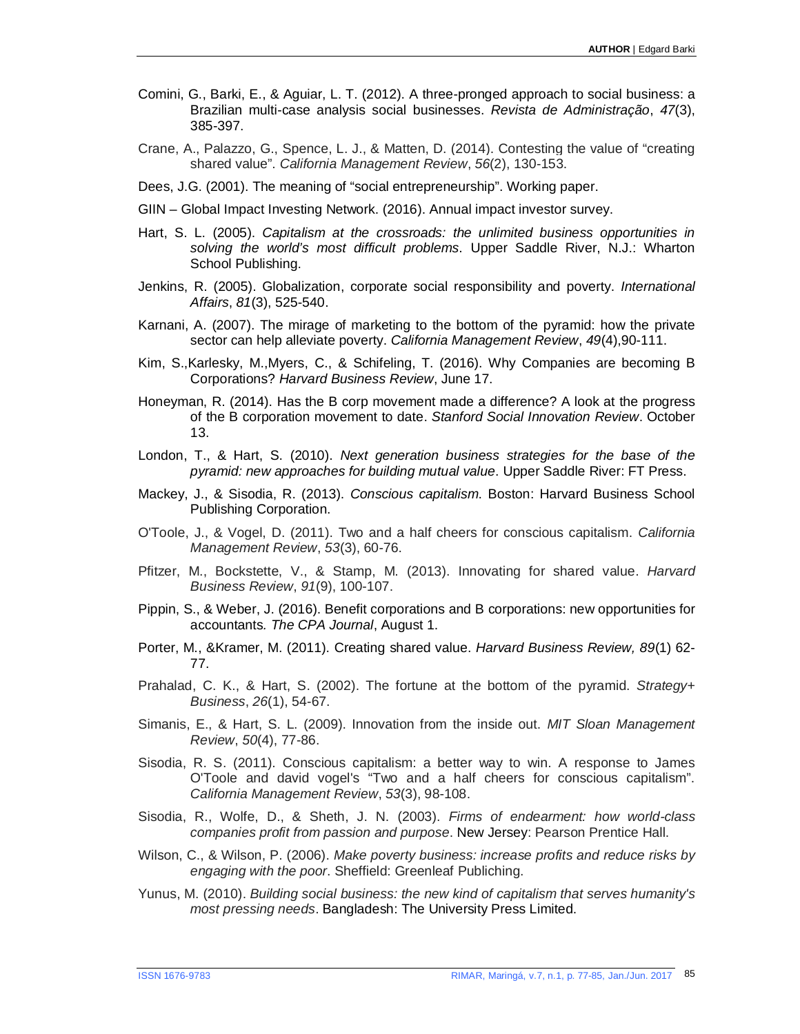Comini, G., Barki, E., & Aguiar, L. T. (2012). A three-pronged approach to social business: a Brazilian multi-case analysis social businesses. *Revista de Administração*, *47*(3), 385-397.

Crane, A., Palazzo, G., Spence, L. J., & Matten, D. (2014). Contesting the value of "creating shared value". *California Management Review*, *56*(2), 130-153.

Dees, J.G. (2001). The meaning of "social entrepreneurship". Working paper.

GIIN – Global Impact Investing Network. (2016). Annual impact investor survey.

Hart, S. L. (2005). *Capitalism at the crossroads: the unlimited business opportunities in solving the world's most difficult problems*. Upper Saddle River, N.J.: Wharton School Publishing.

Jenkins, R. (2005). Globalization, corporate social responsibility and poverty. *International Affairs*, *81*(3), 525-540.

Karnani, A. (2007). The mirage of marketing to the bottom of the pyramid: how the private sector can help alleviate poverty. *California Management Review*, *49*(4),90-111.

Kim, S.,Karlesky, M.,Myers, C., & Schifeling, T. (2016). Why Companies are becoming B Corporations? *Harvard Business Review*, June 17.

Honeyman, R. (2014). Has the B corp movement made a difference? A look at the progress of the B corporation movement to date. *Stanford Social Innovation Review*. October 13.

London, T., & Hart, S. (2010). *Next generation business strategies for the base of the pyramid: new approaches for building mutual value*. Upper Saddle River: FT Press.

Mackey, J., & Sisodia, R. (2013). *Conscious capitalism*. Boston: Harvard Business School Publishing Corporation.

O'Toole, J., & Vogel, D. (2011). Two and a half cheers for conscious capitalism. *California Management Review*, *53*(3), 60-76.

Pfitzer, M., Bockstette, V., & Stamp, M. (2013). Innovating for shared value. *Harvard Business Review*, *91*(9), 100-107.

Pippin, S., & Weber, J. (2016). Benefit corporations and B corporations: new opportunities for accountants*. The CPA Journal*, August 1.

Porter, M., &Kramer, M. (2011). Creating shared value. *Harvard Business Review, 89*(1) 62-77.

Prahalad, C. K., & Hart, S. (2002). The fortune at the bottom of the pyramid. *Strategy+ Business*, *26*(1), 54-67.

Simanis, E., & Hart, S. L. (2009). Innovation from the inside out. *MIT Sloan Management Review*, *50*(4), 77-86.

Sisodia, R. S. (2011). Conscious capitalism: a better way to win. A response to James O'Toole and david vogel's "Two and a half cheers for conscious capitalism". *California Management Review*, *53*(3), 98-108.

Sisodia, R., Wolfe, D., & Sheth, J. N. (2003). *Firms of endearment: how world-class companies profit from passion and purpose*. New Jersey: Pearson Prentice Hall.

Wilson, C., & Wilson, P. (2006). *Make poverty business: increase profits and reduce risks by engaging with the poor*. Sheffield: Greenleaf Publiching.

Yunus, M. (2010). *Building social business: the new kind of capitalism that serves humanity's most pressing needs*. Bangladesh: The University Press Limited.